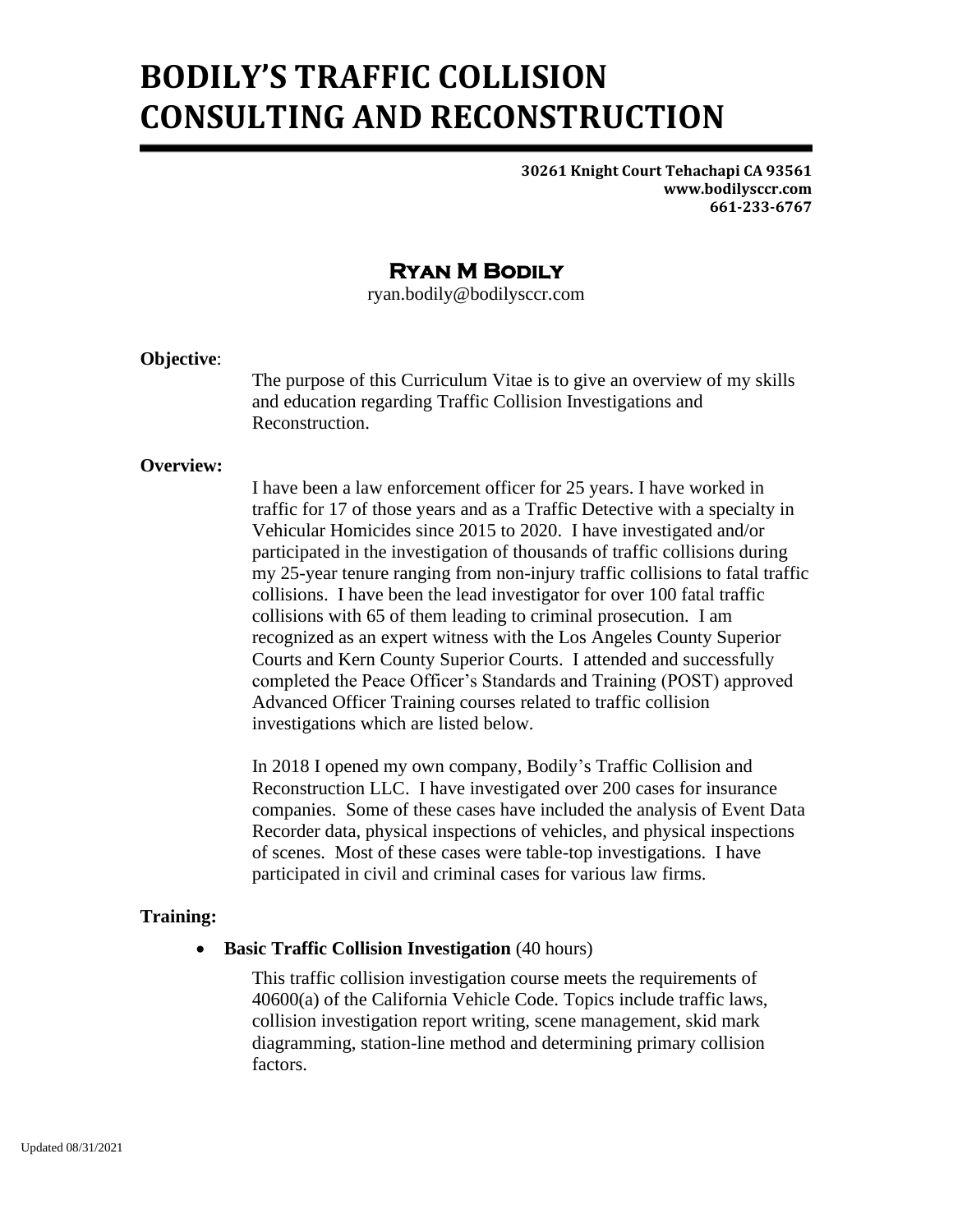# BODILY'S TRAFFIC COLLISION CONSULTING AND RECONSTRUCTION

**30261 Knight Court Tehachapi CA 93561**
**www.bodilysccr.com**
**661-233-6767**

## Ryan M Bodily

ryan.bodily@bodilysccr.com

**Objective**:

The purpose of this Curriculum Vitae is to give an overview of my skills and education regarding Traffic Collision Investigations and Reconstruction.

**Overview:**

I have been a law enforcement officer for 25 years. I have worked in traffic for 17 of those years and as a Traffic Detective with a specialty in Vehicular Homicides since 2015 to 2020. I have investigated and/or participated in the investigation of thousands of traffic collisions during my 25-year tenure ranging from non-injury traffic collisions to fatal traffic collisions. I have been the lead investigator for over 100 fatal traffic collisions with 65 of them leading to criminal prosecution. I am recognized as an expert witness with the Los Angeles County Superior Courts and Kern County Superior Courts. I attended and successfully completed the Peace Officer's Standards and Training (POST) approved Advanced Officer Training courses related to traffic collision investigations which are listed below.

In 2018 I opened my own company, Bodily's Traffic Collision and Reconstruction LLC. I have investigated over 200 cases for insurance companies. Some of these cases have included the analysis of Event Data Recorder data, physical inspections of vehicles, and physical inspections of scenes. Most of these cases were table-top investigations. I have participated in civil and criminal cases for various law firms.

**Training:**

- **Basic Traffic Collision Investigation** (40 hours)

  This traffic collision investigation course meets the requirements of 40600(a) of the California Vehicle Code. Topics include traffic laws, collision investigation report writing, scene management, skid mark diagramming, station-line method and determining primary collision factors.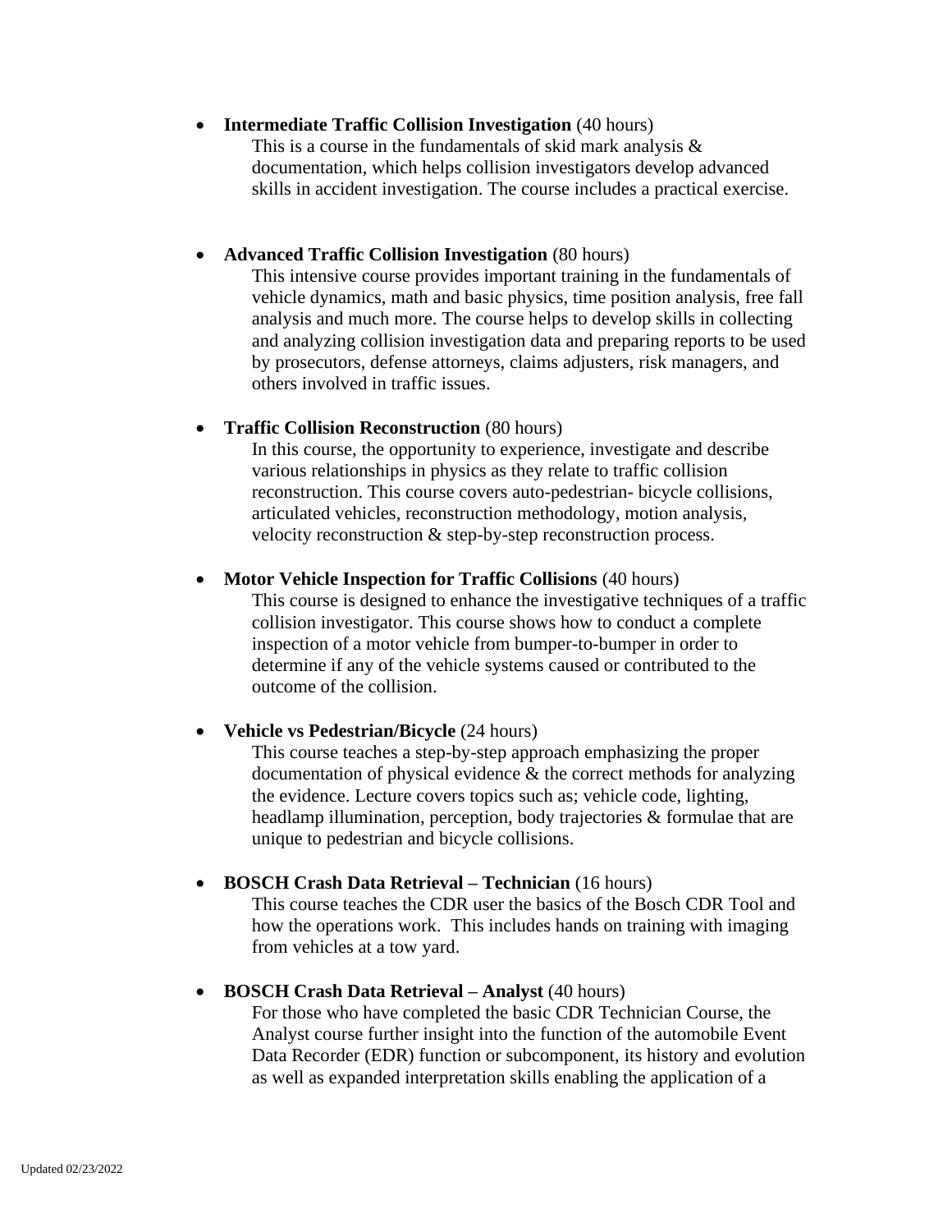- **Intermediate Traffic Collision Investigation** (40 hours)
  This is a course in the fundamentals of skid mark analysis & documentation, which helps collision investigators develop advanced skills in accident investigation. The course includes a practical exercise.

- **Advanced Traffic Collision Investigation** (80 hours)
  This intensive course provides important training in the fundamentals of vehicle dynamics, math and basic physics, time position analysis, free fall analysis and much more. The course helps to develop skills in collecting and analyzing collision investigation data and preparing reports to be used by prosecutors, defense attorneys, claims adjusters, risk managers, and others involved in traffic issues.

- **Traffic Collision Reconstruction** (80 hours)
  In this course, the opportunity to experience, investigate and describe various relationships in physics as they relate to traffic collision reconstruction. This course covers auto-pedestrian- bicycle collisions, articulated vehicles, reconstruction methodology, motion analysis, velocity reconstruction & step-by-step reconstruction process.

- **Motor Vehicle Inspection for Traffic Collisions** (40 hours)
  This course is designed to enhance the investigative techniques of a traffic collision investigator. This course shows how to conduct a complete inspection of a motor vehicle from bumper-to-bumper in order to determine if any of the vehicle systems caused or contributed to the outcome of the collision.

- **Vehicle vs Pedestrian/Bicycle** (24 hours)
  This course teaches a step-by-step approach emphasizing the proper documentation of physical evidence & the correct methods for analyzing the evidence. Lecture covers topics such as; vehicle code, lighting, headlamp illumination, perception, body trajectories & formulae that are unique to pedestrian and bicycle collisions.

- **BOSCH Crash Data Retrieval – Technician** (16 hours)
  This course teaches the CDR user the basics of the Bosch CDR Tool and how the operations work. This includes hands on training with imaging from vehicles at a tow yard.

- **BOSCH Crash Data Retrieval – Analyst** (40 hours)
  For those who have completed the basic CDR Technician Course, the Analyst course further insight into the function of the automobile Event Data Recorder (EDR) function or subcomponent, its history and evolution as well as expanded interpretation skills enabling the application of a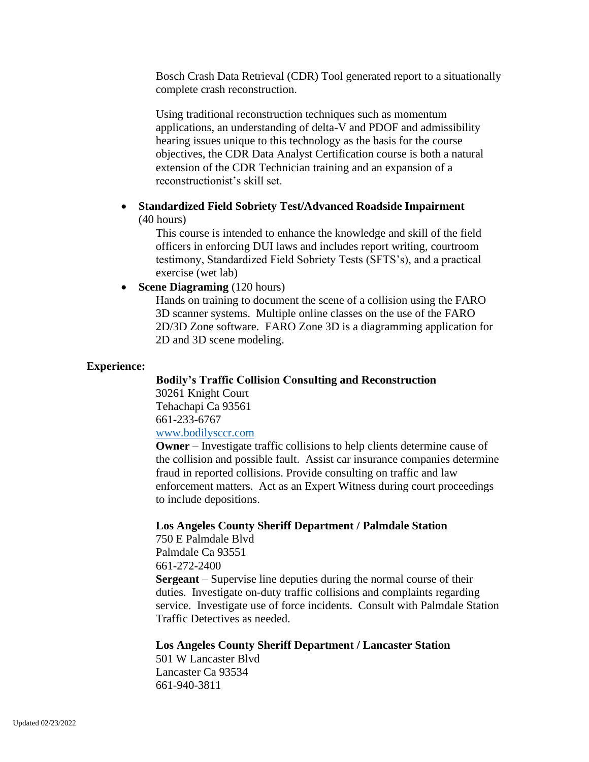Bosch Crash Data Retrieval (CDR) Tool generated report to a situationally complete crash reconstruction.

Using traditional reconstruction techniques such as momentum applications, an understanding of delta-V and PDOF and admissibility hearing issues unique to this technology as the basis for the course objectives, the CDR Data Analyst Certification course is both a natural extension of the CDR Technician training and an expansion of a reconstructionist's skill set.

- **Standardized Field Sobriety Test/Advanced Roadside Impairment** (40 hours)

  This course is intended to enhance the knowledge and skill of the field officers in enforcing DUI laws and includes report writing, courtroom testimony, Standardized Field Sobriety Tests (SFTS's), and a practical exercise (wet lab)

- **Scene Diagraming** (120 hours)

  Hands on training to document the scene of a collision using the FARO 3D scanner systems. Multiple online classes on the use of the FARO 2D/3D Zone software. FARO Zone 3D is a diagramming application for 2D and 3D scene modeling.

**Experience:**

**Bodily's Traffic Collision Consulting and Reconstruction**
30261 Knight Court
Tehachapi Ca 93561
661-233-6767
[www.bodilysccr.com](http://www.bodilysccr.com)

**Owner** – Investigate traffic collisions to help clients determine cause of the collision and possible fault. Assist car insurance companies determine fraud in reported collisions. Provide consulting on traffic and law enforcement matters. Act as an Expert Witness during court proceedings to include depositions.

**Los Angeles County Sheriff Department / Palmdale Station**
750 E Palmdale Blvd
Palmdale Ca 93551
661-272-2400

**Sergeant** – Supervise line deputies during the normal course of their duties. Investigate on-duty traffic collisions and complaints regarding service. Investigate use of force incidents. Consult with Palmdale Station Traffic Detectives as needed.

**Los Angeles County Sheriff Department / Lancaster Station**
501 W Lancaster Blvd
Lancaster Ca 93534
661-940-3811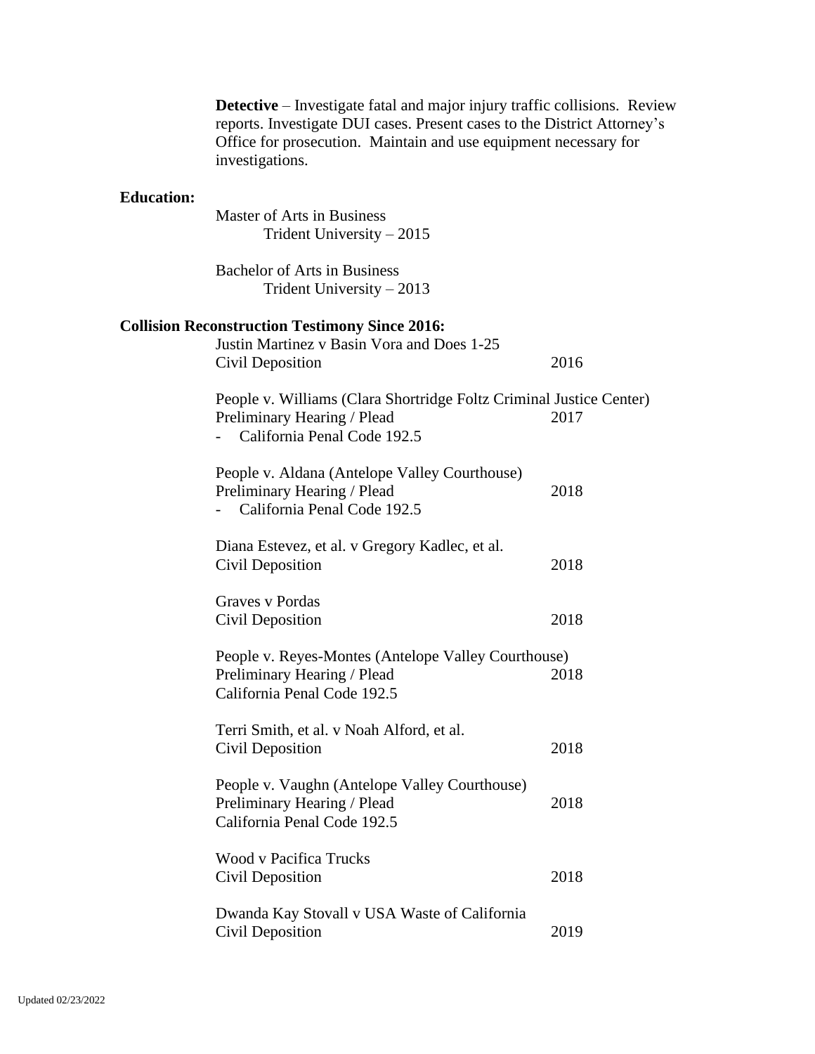**Detective** – Investigate fatal and major injury traffic collisions. Review reports. Investigate DUI cases. Present cases to the District Attorney's Office for prosecution. Maintain and use equipment necessary for investigations.

**Education:**

Master of Arts in Business
Trident University – 2015

Bachelor of Arts in Business
Trident University – 2013

**Collision Reconstruction Testimony Since 2016:**

Justin Martinez v Basin Vora and Does 1-25
Civil Deposition — 2016

People v. Williams (Clara Shortridge Foltz Criminal Justice Center)
Preliminary Hearing / Plead — 2017
- California Penal Code 192.5

People v. Aldana (Antelope Valley Courthouse)
Preliminary Hearing / Plead — 2018
- California Penal Code 192.5

Diana Estevez, et al. v Gregory Kadlec, et al.
Civil Deposition — 2018

Graves v Pordas
Civil Deposition — 2018

People v. Reyes-Montes (Antelope Valley Courthouse)
Preliminary Hearing / Plead — 2018
California Penal Code 192.5

Terri Smith, et al. v Noah Alford, et al.
Civil Deposition — 2018

People v. Vaughn (Antelope Valley Courthouse)
Preliminary Hearing / Plead — 2018
California Penal Code 192.5

Wood v Pacifica Trucks
Civil Deposition — 2018

Dwanda Kay Stovall v USA Waste of California
Civil Deposition — 2019

Updated 02/23/2022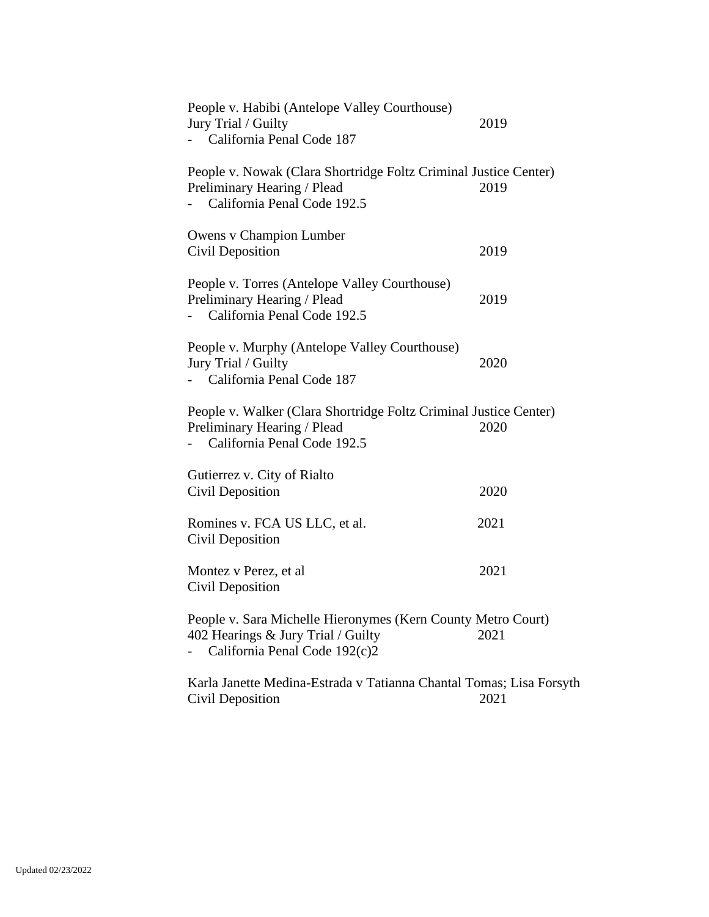People v. Habibi (Antelope Valley Courthouse)
Jury Trial / Guilty 2019
- California Penal Code 187

People v. Nowak (Clara Shortridge Foltz Criminal Justice Center)
Preliminary Hearing / Plead 2019
- California Penal Code 192.5

Owens v Champion Lumber
Civil Deposition 2019

People v. Torres (Antelope Valley Courthouse)
Preliminary Hearing / Plead 2019
- California Penal Code 192.5

People v. Murphy (Antelope Valley Courthouse)
Jury Trial / Guilty 2020
- California Penal Code 187

People v. Walker (Clara Shortridge Foltz Criminal Justice Center)
Preliminary Hearing / Plead 2020
- California Penal Code 192.5

Gutierrez v. City of Rialto
Civil Deposition 2020

Romines v. FCA US LLC, et al. 2021
Civil Deposition

Montez v Perez, et al 2021
Civil Deposition

People v. Sara Michelle Hieronymes (Kern County Metro Court)
402 Hearings & Jury Trial / Guilty 2021
- California Penal Code 192(c)2

Karla Janette Medina-Estrada v Tatianna Chantal Tomas; Lisa Forsyth
Civil Deposition 2021

Updated 02/23/2022